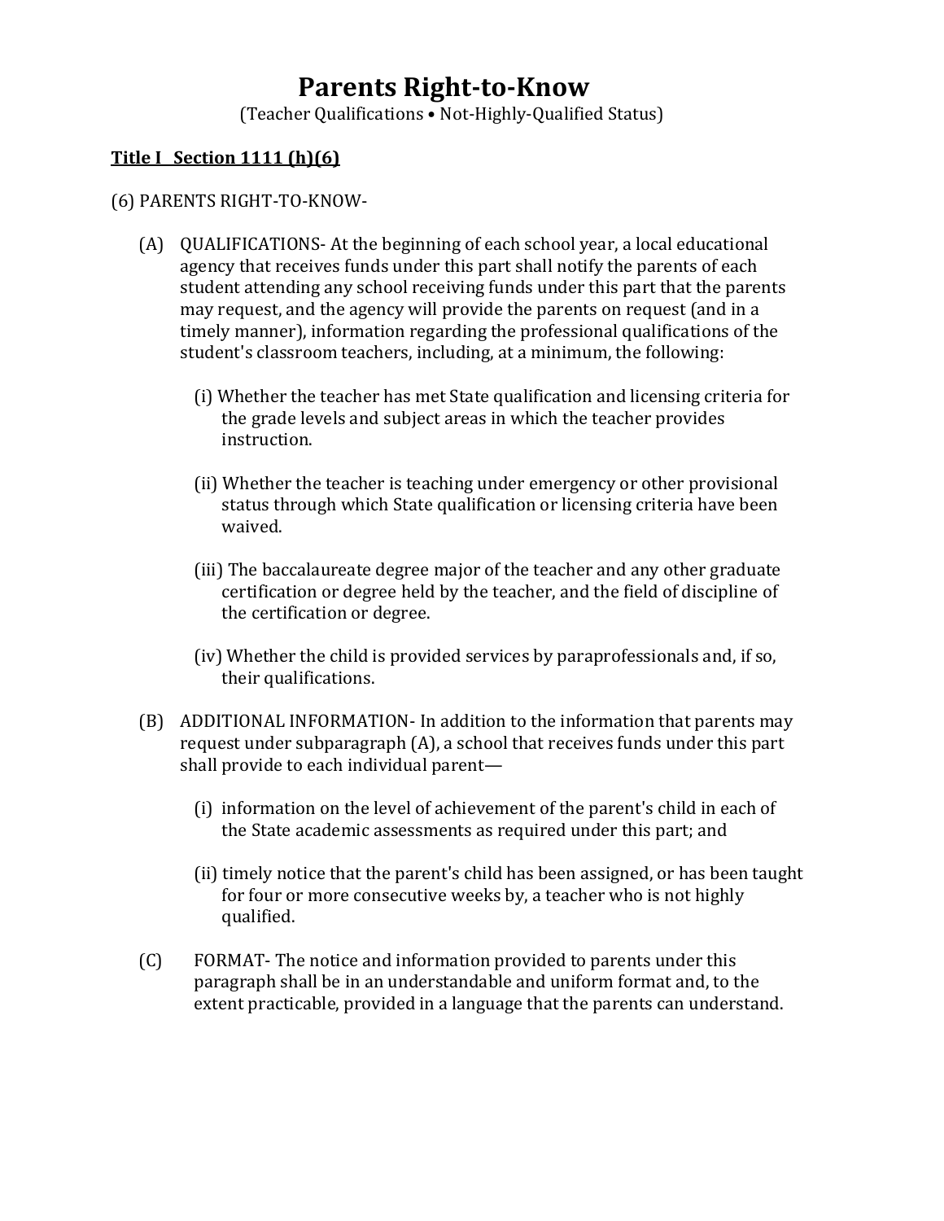# Parents Right-to-Know

(Teacher Qualifications • Not-Highly-Qualified Status)

**Title I Section 1111 (h)(6)**

(6) PARENTS RIGHT-TO-KNOW-

(A) QUALIFICATIONS- At the beginning of each school year, a local educational agency that receives funds under this part shall notify the parents of each student attending any school receiving funds under this part that the parents may request, and the agency will provide the parents on request (and in a timely manner), information regarding the professional qualifications of the student's classroom teachers, including, at a minimum, the following:

(i) Whether the teacher has met State qualification and licensing criteria for the grade levels and subject areas in which the teacher provides instruction.

(ii) Whether the teacher is teaching under emergency or other provisional status through which State qualification or licensing criteria have been waived.

(iii) The baccalaureate degree major of the teacher and any other graduate certification or degree held by the teacher, and the field of discipline of the certification or degree.

(iv) Whether the child is provided services by paraprofessionals and, if so, their qualifications.

(B) ADDITIONAL INFORMATION- In addition to the information that parents may request under subparagraph (A), a school that receives funds under this part shall provide to each individual parent—

(i) information on the level of achievement of the parent's child in each of the State academic assessments as required under this part; and

(ii) timely notice that the parent's child has been assigned, or has been taught for four or more consecutive weeks by, a teacher who is not highly qualified.

(C) FORMAT- The notice and information provided to parents under this paragraph shall be in an understandable and uniform format and, to the extent practicable, provided in a language that the parents can understand.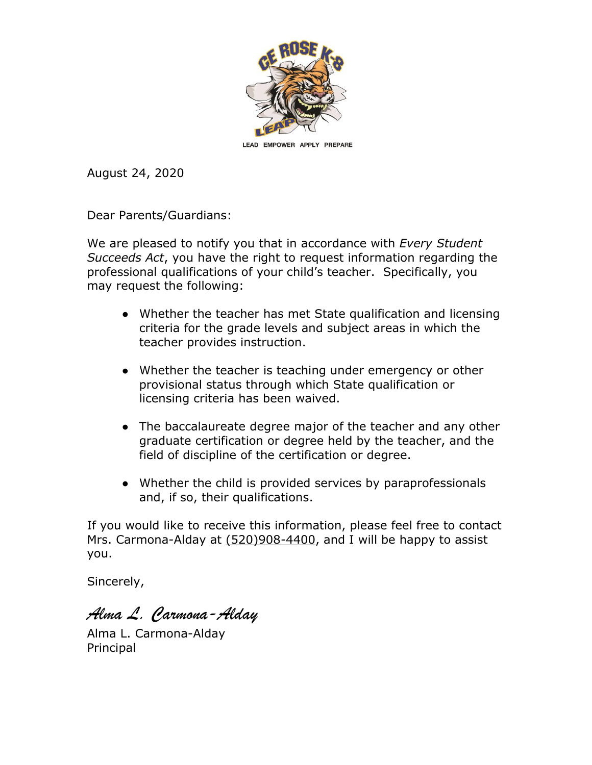CE ROSE K-8

LEAP

LEAD EMPOWER APPLY PREPARE

August 24, 2020

Dear Parents/Guardians:

We are pleased to notify you that in accordance with *Every Student Succeeds Act*, you have the right to request information regarding the professional qualifications of your child's teacher. Specifically, you may request the following:

- Whether the teacher has met State qualification and licensing criteria for the grade levels and subject areas in which the teacher provides instruction.
- Whether the teacher is teaching under emergency or other provisional status through which State qualification or licensing criteria has been waived.
- The baccalaureate degree major of the teacher and any other graduate certification or degree held by the teacher, and the field of discipline of the certification or degree.
- Whether the child is provided services by paraprofessionals and, if so, their qualifications.

If you would like to receive this information, please feel free to contact Mrs. Carmona-Alday at (520)908-4400, and I will be happy to assist you.

Sincerely,

*Alma L. Carmona-Alday*

Alma L. Carmona-Alday
Principal